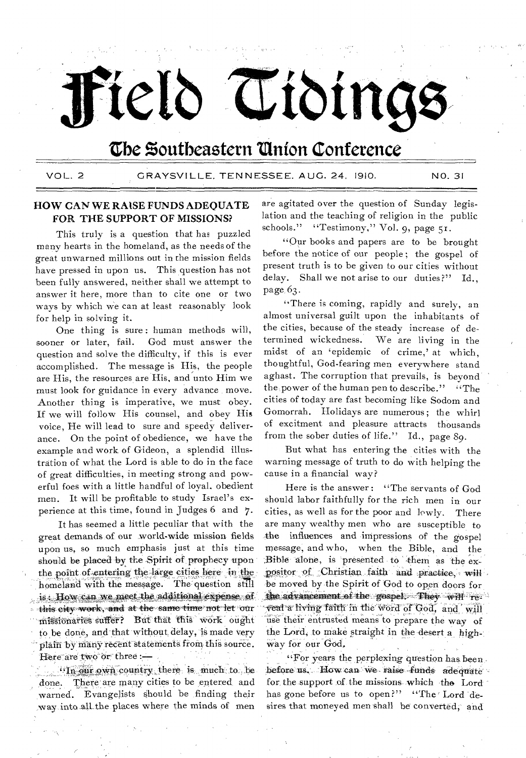# Field Tidings

## The Southeastern Union Conference

VOL. 2 GRAYSVILLE, TENNESSEE, AUG. 24, 1910. NO. 31

### HOW CAN WE RAISE FUNDS ADEQUATE FOR THE SUPPORT OF MISSIONS?

This truly is a question that has puzzled many hearts in the homeland, as the needs of the great unwarned millions out in the mission fields have pressed in upon us. This question has not been fully answered, neither shall we attempt to answer it here, more than to cite one or two ways by which we can at least reasonably look for help in solving it.

One thing is sure: human methods will, sooner or later, fail. God must answer the question and solve the difficulty, if this is ever accomplished. The message is His, the people are His, the resources are His, and unto Him we must look for guidance in every advance move. Another thing is imperative, we must obey. If we will follow His counsel, and obey His voice, He will lead to sure and speedy deliverance. On the point of obedience, we have the example and work of Gideon, a splendid illustration of what the Lord is able to do in the face of great difficulties, in meeting strong and powerful foes with a little handful of loyal, obedient men. It will be profitable to study Israel's experience at this time, found in Judges 6 and 7.

It has seemed a little peculiar that with the great demands of our world-wide mission fields upon us, so much emphasis just at this time should be placed by the Spirit of prophecy upon the point of entering the large cities here in the homeland with the message. The question still is: How can we meet the additional expense of this city work, and at the same time not let our missionaries suffer? But that this work ought to be done, and that without delay, is made very plain by many recent statements from this source. Here are two or three:—

"In our own country there is much to be done. There are many cities to be entered and warned. Evangelists should be finding their way into all the places where the minds of men are agitated over the question of Sunday legislation and the teaching of religion in the public schools." "Testimony," Vol. 9, page 51.

"Our books and papers are to be brought before the notice of our people; the gospel of present truth is to be given to our cities without delay. Shall we not arise to our duties?" Id., page 63.

"There is coming, rapidly and surely, an almost universal guilt upon the inhabitants of the cities, because of the steady increase of determined wickedness. We are living in the midst of an 'epidemic of crime,' at which, thoughtful, God-fearing men everywhere stand aghast. The corruption that prevails, is beyond the power of the human pen to describe." "The cities of today are fast becoming like Sodom and Gomorrah. Holidays are numerous; the whirl of excitment and pleasure attracts thousands from the sober duties of life." Id., page 89.

But what has entering the cities with the warning message of truth to do with helping the cause in a financial way?

Here is the answer: "The servants of God should labor faithfully for the rich men in our cities, as well as for the poor and lowly. There are many wealthy men who are susceptible to the influences and impressions of the gospel message, and who, when the Bible, and the Bible alone, is presented to them as the expositor of Christian faith and practice, will be moved by the Spirit of God to open doors for the advancement of the gospel. They will reveal a living faith in the word of God, and will use their entrusted means to prepare the way of the Lord, to make straight in the desert a highway for our God.

"For years the perplexing question has been before us. How can we raise funds adequate for the support of the missions which the Lord has gone before us to open?" "The Lord desires that moneyed men shall be converted, and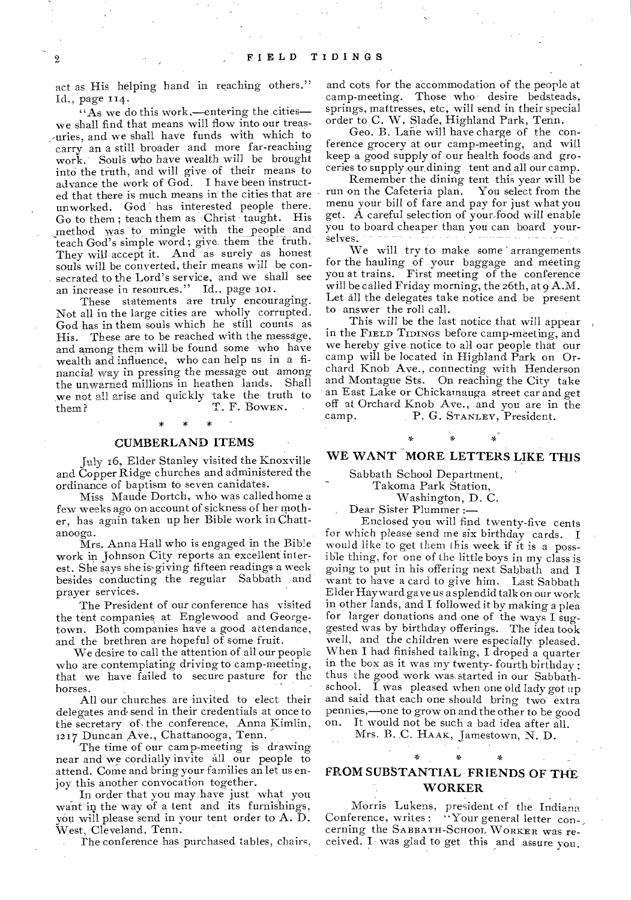act as His helping hand in reaching others." Id., page 114.

"As we do this work,—entering the cities—we shall find that means will flow into our treasuries, and we shall have funds with which to carry an a still broader and more far-reaching work. Souls who have wealth will be brought into the truth, and will give of their means to advance the work of God. I have been instructed that there is much means in the cities that are unworked. God has interested people there. Go to them; teach them as Christ taught. His method was to mingle with the people and teach God's simple word; give them the truth. They will accept it. And as surely as honest souls will be converted, their means will be consecrated to the Lord's service, and we shall see an increase in resources." Id., page 101.

These statements are truly encouraging. Not all in the large cities are wholly corrupted. God has in them souls which he still counts as His. These are to be reached with the message, and among them will be found some who have wealth and influence, who can help us in a financial way in pressing the message out among the unwarned millions in heathen lands. Shall we not all arise and quickly take the truth to them?

T. F. Bowen.

\* \* \*

## CUMBERLAND ITEMS

July 16, Elder Stanley visited the Knoxville and Copper Ridge churches and administered the ordinance of baptism to seven canidates.

Miss Maude Dortch, who was called home a few weeks ago on account of sickness of her mother, has again taken up her Bible work in Chattanooga.

Mrs. Anna Hall who is engaged in the Bible work in Johnson City reports an excellent interest. She says she is giving fifteen readings a week besides conducting the regular Sabbath and prayer services.

The President of our conference has visited the tent companies at Englewood and Georgetown. Both companies have a good attendance, and the brethren are hopeful of some fruit.

We desire to call the attention of all our people who are contemplating driving to camp-meeting, that we have failed to secure pasture for the horses.

All our churches are invited to elect their delegates and send in their credentials at once to the secretary of the conference, Anna Kimlin, 1217 Duncan Ave., Chattanooga, Tenn.

The time of our camp-meeting is drawing near and we cordially invite all our people to attend. Come and bring your families an let us enjoy this another convocation together.

In order that you may have just what you want in the way of a tent and its furnishings, you will please send in your tent order to A. D. West, Cleveland, Tenn.

The conference has purchased tables, chairs, and cots for the accommodation of the people at camp-meeting. Those who desire bedsteads, springs, mattresses, etc, will send in their special order to C. W. Slade, Highland Park, Tenn.

Geo. B. Lane will have charge of the conference grocery at our camp-meeting, and will keep a good supply of our health foods and groceries to supply our dining tent and all our camp.

Remember the dining tent this year will be run on the Cafeteria plan. You select from the menu your bill of fare and pay for just what you get. A careful selection of your food will enable you to board cheaper than you can board yourselves.

We will try to make some arrangements for the hauling of your baggage and meeting you at trains. First meeting of the conference will be called Friday morning, the 26th, at 9 A.M. Let all the delegates take notice and be present to answer the roll call.

This will be the last notice that will appear in the Field Tidings before camp-meeting, and we hereby give notice to all our people that our camp will be located in Highland Park on Orchard Knob Ave., connecting with Henderson and Montague Sts. On reaching the City take an East Lake or Chickamauga street car and get off at Orchard Knob Ave., and you are in the camp.

P. G. Stanley, President.

\* \* \*

## WE WANT MORE LETTERS LIKE THIS

Sabbath School Department,
Takoma Park Station,
Washington, D. C.

Dear Sister Plummer:—

Enclosed you will find twenty-five cents for which please send me six birthday cards. I would like to get them this week if it is a possible thing, for one of the little boys in my class is going to put in his offering next Sabbath and I want to have a card to give him. Last Sabbath Elder Hayward gave us a splendid talk on our work in other lands, and I followed it by making a plea for larger donations and one of the ways I suggested was by birthday offerings. The idea took well, and the children were especially pleased. When I had finished talking, I droped a quarter in the box as it was my twenty-fourth birthday; thus the good work was started in our Sabbath-school. I was pleased when one old lady got up and said that each one should bring two extra pennies,—one to grow on and the other to be good on. It would not be such a bad idea after all.

Mrs. B. C. Haak, Jamestown, N. D.

\* \* \*

## FROM SUBSTANTIAL FRIENDS OF THE WORKER

Morris Lukens, president of the Indiana Conference, writes: "Your general letter concerning the Sabbath-School Worker was received. I was glad to get this and assure you.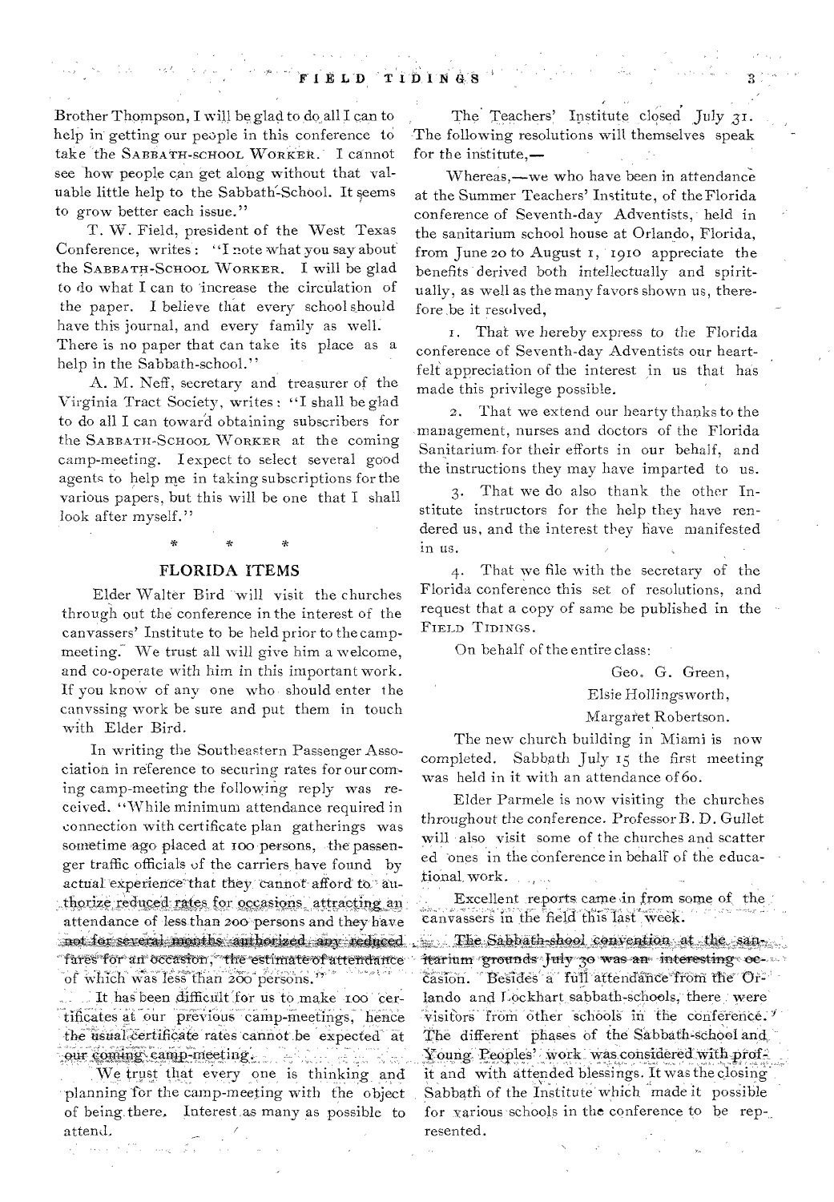Brother Thompson, I will be glad to do all I can to help in getting our people in this conference to take the SABBATH-SCHOOL WORKER. I cannot see how people can get along without that valuable little help to the Sabbath-School. It seems to grow better each issue."

T. W. Field, president of the West Texas Conference, writes: "I note what you say about the SABBATH-SCHOOL WORKER. I will be glad to do what I can to increase the circulation of the paper. I believe that every school should have this journal, and every family as well. There is no paper that can take its place as a help in the Sabbath-school."

A. M. Neff, secretary and treasurer of the Virginia Tract Society, writes: "I shall be glad to do all I can toward obtaining subscribers for the SABBATH-SCHOOL WORKER at the coming camp-meeting. I expect to select several good agents to help me in taking subscriptions for the various papers, but this will be one that I shall look after myself."

\* \* \*

## FLORIDA ITEMS

Elder Walter Bird will visit the churches through out the conference in the interest of the canvassers' Institute to be held prior to the camp-meeting. We trust all will give him a welcome, and co-operate with him in this important work. If you know of any one who should enter the canvssing work be sure and put them in touch with Elder Bird.

In writing the Southeastern Passenger Association in reference to securing rates for our coming camp-meeting the following reply was received. "While minimum attendance required in connection with certificate plan gatherings was sometime ago placed at 100 persons, the passenger traffic officials of the carriers have found by actual experience that they cannot afford to authorize reduced rates for occasions attracting an attendance of less than 200 persons and they have not for several months authorized any reduced fares for an occasion, the estimate of attendance of which was less than 200 persons."

It has been difficult for us to make 100 certificates at our previous camp-meetings, hence the usual certificate rates cannot be expected at our coming camp-meeting.

We trust that every one is thinking and planning for the camp-meeting with the object of being there. Interest as many as possible to attend.

The Teachers' Institute closed July 31. The following resolutions will themselves speak for the institute,—

Whereas,—we who have been in attendance at the Summer Teachers' Institute, of the Florida conference of Seventh-day Adventists, held in the sanitarium school house at Orlando, Florida, from June 20 to August 1, 1910 appreciate the benefits derived both intellectually and spiritually, as well as the many favors shown us, therefore be it resolved,

1. That we hereby express to the Florida conference of Seventh-day Adventists our heartfelt appreciation of the interest in us that has made this privilege possible.

2. That we extend our hearty thanks to the management, nurses and doctors of the Florida Sanitarium for their efforts in our behalf, and the instructions they may have imparted to us.

3. That we do also thank the other Institute instructors for the help they have rendered us, and the interest they have manifested in us.

4. That we file with the secretary of the Florida conference this set of resolutions, and request that a copy of same be published in the FIELD TIDINGS.

On behalf of the entire class:

Geo. G. Green,
Elsie Hollingsworth,
Margaret Robertson.

The new church building in Miami is now completed. Sabbath July 15 the first meeting was held in it with an attendance of 60.

Elder Parmele is now visiting the churches throughout the conference. Professor B. D. Gullet will also visit some of the churches and scatter ed ones in the conference in behalf of the educational work.

Excellent reports came in from some of the canvassers in the field this last week.

The Sabbath-shool convention at the sanitarium grounds July 30 was an interesting occasion. Besides a full attendance from the Orlando and Lockhart sabbath-schools, there were visitors from other schools in the conference. The different phases of the Sabbath-school and Young Peoples' work was considered with profit and with attended blessings. It was the closing Sabbath of the Institute which made it possible for various schools in the conference to be represented.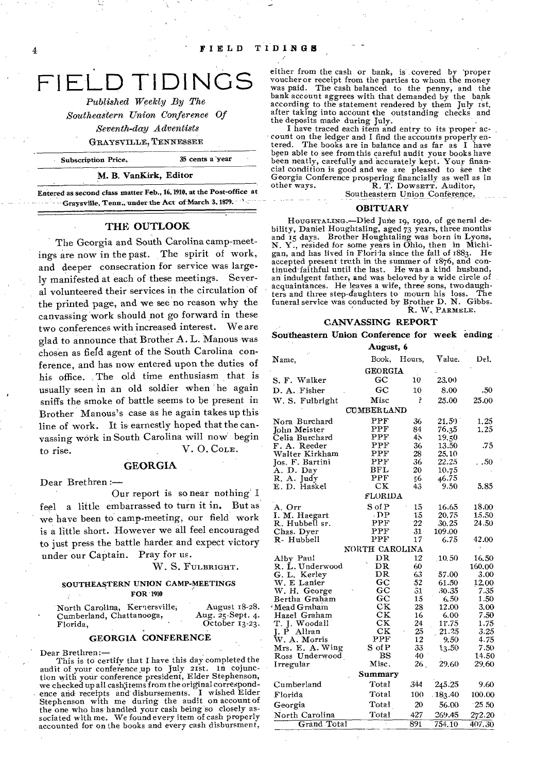# FIELD TIDINGS

*Published Weekly By The Southeastern Union Conference Of Seventh-day Adventists*

GRAYSVILLE, TENNESSEE

Subscription Price, 35 cents a year

M. B. VanKirk, Editor

Entered as second class matter Feb., 16, 1910, at the Post-office at Graysville, Tenn., under the Act of March 3, 1879.

## THE OUTLOOK

The Georgia and South Carolina camp-meetings are now in the past. The spirit of work, and deeper consecration for service was largely manifested at each of these meetings. Several volunteered their services in the circulation of the printed page, and we see no reason why the canvassing work should not go forward in these two conferences with increased interest. We are glad to announce that Brother A. L. Manous was chosen as field agent of the South Carolina conference, and has now entered upon the duties of his office. The old time enthusiasm that is usually seen in an old soldier when he again sniffs the smoke of battle seems to be present in Brother Manous's case as he again takes up this line of work. It is earnestly hoped that the canvassing work in South Carolina will now begin to rise.

V. O. COLE.

## GEORGIA

Dear Brethren:—

Our report is so near nothing I feel a little embarrassed to turn it in. But as we have been to camp-meeting, our field work is a little short. However we all feel encouraged to just press the battle harder and expect victory under our Captain. Pray for us.

W. S. FULBRIGHT.

### SOUTHEASTERN UNION CAMP-MEETINGS FOR 1910

| | |
|---|---|
| North Carolina, Kernersville, | August 18-28. |
| Cumberland, Chattanooga, | Aug. 25-Sept. 4. |
| Florida, | October 13-23. |

## GEORGIA CONFERENCE

Dear Brethren:—

This is to certify that I have this day completed the audit of your conference up to July 21st. In cojunction with your conference president, Elder Stephenson, we checked up all cash items from the original correspondence and receipts and disbursements. I wished Elder Stephenson with me during the audit on account of the one who has handled your cash being so closely associated with me. We found every item of cash properly accounted for on the books and every cash disbursment, either from the cash or bank, is covered by proper voucher or receipt from the parties to whom the money was paid. The cash balanced to the penny, and the bank account aggrees with that demanded by the bank according to the statement rendered by them July 1st, after taking into account the outstanding checks and the deposits made during July.

I have traced each item and entry to its proper account on the ledger and I find the accounts properly entered. The books are in balance and as far as I have been able to see from this careful audit your books have been neatly, carefully and accurately kept. Your financial condition is good and we are pleased to see the Georgia Conference prospering financially as well as in other ways.

R. T. DOWSETT. Auditor,
Southeastern Union Conference.

## OBITUARY

HOUGHTALING.—Died June 19, 1910, of general debility, Daniel Houghtaling, aged 73 years, three months and 15 days. Brother Houghtaling was born in Lyons, N. Y., resided for some years in Ohio, then in Michigan, and has lived in Florida since the fall of 1883. He accepted present truth in the summer of 1876, and continued faithful until the last. He was a kind husband, an indulgent father, and was beloved by a wide circle of acquaintances. He leaves a wife, three sons, two daughters and three step-daughters to mourn his loss. The funeral service was conducted by Brother D. N. Gibbs.

R. W. PARMELE.

## CANVASSING REPORT

**Southeastern Union Conference for week ending August, 6**

| Name, | Book, | Hours, | Value. | Del. |
|---|---|---|---|---|
| | GEORGIA | | | |
| S. F. Walker | GC | 10 | 23.00 | |
| D. A. Fisher | GC | 10 | 8.00 | .50 |
| W. S. Fulbright | Misc | ? | 25.00 | 25.00 |
| | CUMBERLAND | | | |
| Nora Burchard | PPF | 36 | 21.59 | 1.25 |
| John Meister | PPF | 84 | 76.35 | 1.25 |
| Celia Burchard | PPF | 45 | 19.50 | |
| F. A. Reeder | PPF | 36 | 13.50 | .75 |
| Walter Kirkham | PPF | 28 | 25.10 | |
| Jos. F. Bartini | PPF | 36 | 22.25 | .50 |
| A. D. Day | BFL | 20 | 10.75 | |
| R. A. Judy | PPF | 56 | 46.75 | |
| E. D. Haskel | CK | 43 | 9.50 | 5.85 |
| | FLORIDA | | | |
| A. Orr | S of P | 15 | 16.65 | 18.00 |
| I. M. Haegart | DP | 15 | 20.75 | 15.50 |
| R. Hubbell sr. | PPF | 22 | 30.25 | 24.50 |
| Chas. Dyer | PPF | 31 | 109.00 | |
| R. Hubbell | PPF | 17 | 6.75 | 42.00 |
| | NORTH CAROLINA | | | |
| Alby Paul | DR | 12 | 10.50 | 16.50 |
| R. L. Underwood | DR | 60 | | 160.00 |
| G. L. Kerley | DR | 63 | 57.00 | 3.00 |
| W. E Lanier | GC | 52 | 61.50 | 12.00 |
| W. H. George | GC | 31 | 30.35 | 7.35 |
| Bertha Graham | GC | 15 | 6.50 | 1.50 |
| Mead Graham | CK | 28 | 12.00 | 3.00 |
| Hazel Graham | CK | 16 | 6.00 | 7.50 |
| T. J. Woodall | CK | 24 | 11.75 | 1.75 |
| J. P. Allran | CK | 25 | 21.25 | 3.25 |
| W. A. Morris | PPF | 12 | 9.50 | 4.75 |
| Mrs. E. A. Wing | S of P | 33 | 13.50 | 7.50 |
| Ross Underwood | BS | 40 | | 14.50 |
| Irregular | Misc. | 26 | 29.60 | 29.60 |
| | **Summary** | | | |
| Cumberland | Total | 344 | 245.25 | 9.60 |
| Florida | Total | 100 | 183.40 | 100.00 |
| Georgia | Total | 20 | 56.00 | 25.50 |
| North Carolina | Total | 427 | 269.45 | 272.20 |
| Grand Total | | 891 | 754.10 | 407.30 |